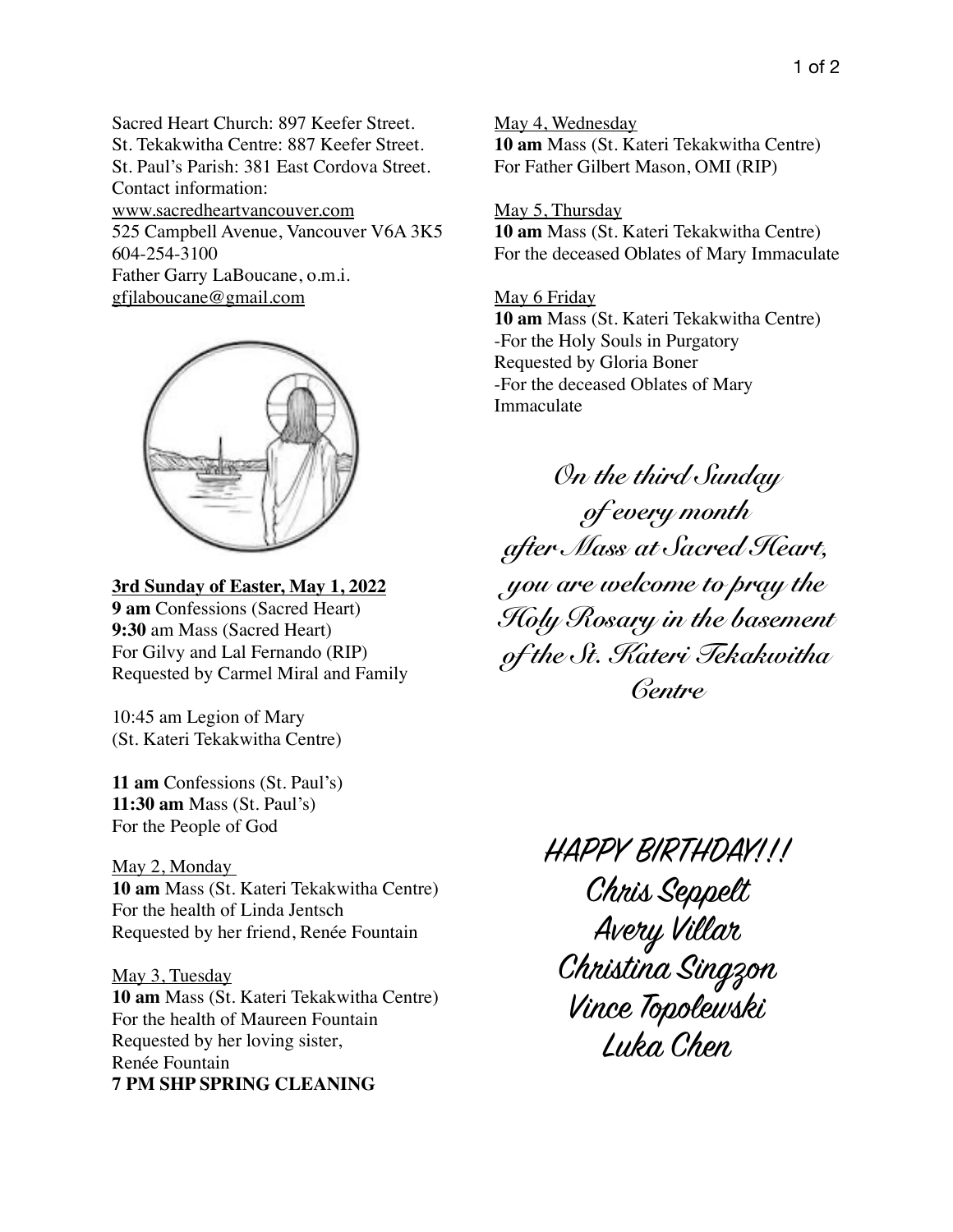Sacred Heart Church: 897 Keefer Street.
St. Tekakwitha Centre: 887 Keefer Street.
St. Paul's Parish: 381 East Cordova Street.
Contact information:
www.sacredheartvancouver.com
525 Campbell Avenue, Vancouver V6A 3K5
604-254-3100
Father Garry LaBoucane, o.m.i.
gfjlaboucane@gmail.com

**3rd Sunday of Easter, May 1, 2022**
**9 am** Confessions (Sacred Heart)
**9:30** am Mass (Sacred Heart)
For Gilvy and Lal Fernando (RIP)
Requested by Carmel Miral and Family

10:45 am Legion of Mary
(St. Kateri Tekakwitha Centre)

**11 am** Confessions (St. Paul's)
**11:30 am** Mass (St. Paul's)
For the People of God

May 2, Monday
**10 am** Mass (St. Kateri Tekakwitha Centre)
For the health of Linda Jentsch
Requested by her friend, Renée Fountain

May 3, Tuesday
**10 am** Mass (St. Kateri Tekakwitha Centre)
For the health of Maureen Fountain
Requested by her loving sister,
Renée Fountain
**7 PM SHP SPRING CLEANING**

May 4, Wednesday
**10 am** Mass (St. Kateri Tekakwitha Centre)
For Father Gilbert Mason, OMI (RIP)

May 5, Thursday
**10 am** Mass (St. Kateri Tekakwitha Centre)
For the deceased Oblates of Mary Immaculate

May 6 Friday
**10 am** Mass (St. Kateri Tekakwitha Centre)
-For the Holy Souls in Purgatory
Requested by Gloria Boner
-For the deceased Oblates of Mary Immaculate

*On the third Sunday of every month after Mass at Sacred Heart, you are welcome to pray the Holy Rosary in the basement of the St. Kateri Tekakwitha Centre*

HAPPY BIRTHDAY!!!
Chris Seppelt
Avery Villar
Christina Singzon
Vince Topolewski
Luka Chen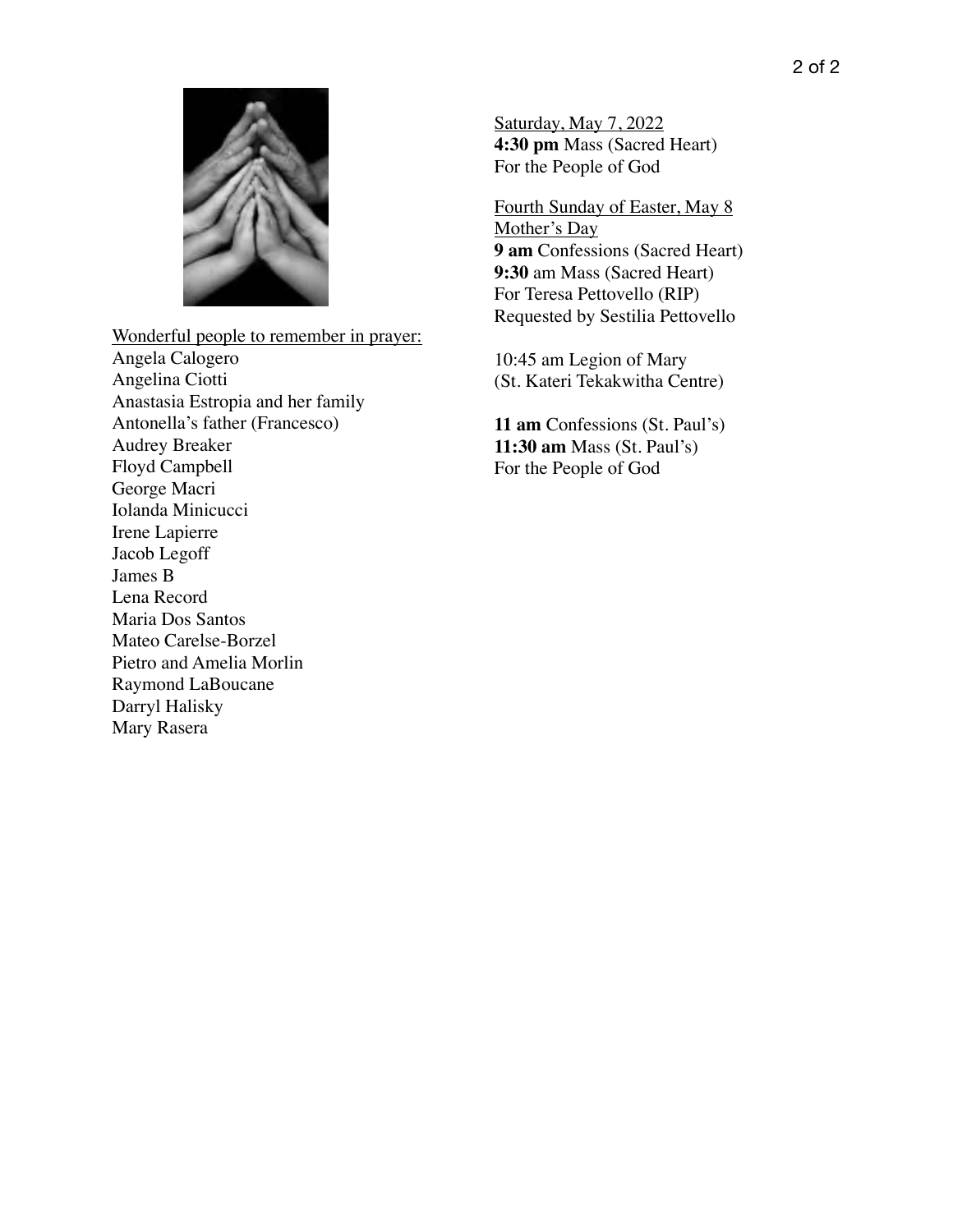Wonderful people to remember in prayer:

Angela Calogero
Angelina Ciotti
Anastasia Estropia and her family
Antonella's father (Francesco)
Audrey Breaker
Floyd Campbell
George Macri
Iolanda Minicucci
Irene Lapierre
Jacob Legoff
James B
Lena Record
Maria Dos Santos
Mateo Carelse-Borzel
Pietro and Amelia Morlin
Raymond LaBoucane
Darryl Halisky
Mary Rasera

Saturday, May 7, 2022
**4:30 pm** Mass (Sacred Heart)
For the People of God

Fourth Sunday of Easter, May 8
Mother's Day
**9 am** Confessions (Sacred Heart)
**9:30** am Mass (Sacred Heart)
For Teresa Pettovello (RIP)
Requested by Sestilia Pettovello

10:45 am Legion of Mary
(St. Kateri Tekakwitha Centre)

**11 am** Confessions (St. Paul's)
**11:30 am** Mass (St. Paul's)
For the People of God